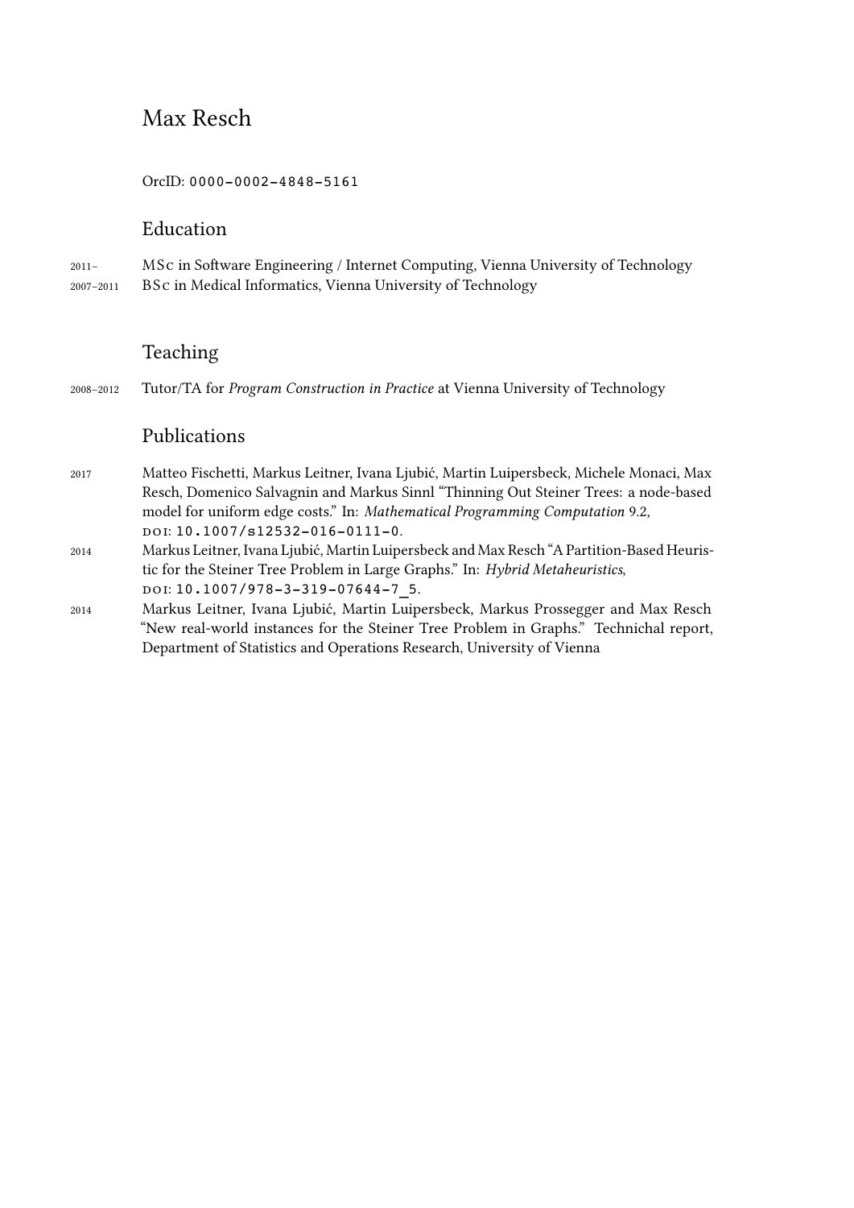# Max Resch

OrcID: 0000-0002-4848-5161

## Education

2011– MSc in Software Engineering / Internet Computing, Vienna University of Technology

2007–2011 BSc in Medical Informatics, Vienna University of Technology

## Teaching

2008–2012 Tutor/TA for *Program Construction in Practice* at Vienna University of Technology

## Publications

2017 Matteo Fischetti, Markus Leitner, Ivana Ljubić, Martin Luipersbeck, Michele Monaci, Max Resch, Domenico Salvagnin and Markus Sinnl "Thinning Out Steiner Trees: a node-based model for uniform edge costs." In: *Mathematical Programming Computation* 9.2, DOI: 10.1007/s12532-016-0111-0.

2014 Markus Leitner, Ivana Ljubić, Martin Luipersbeck and Max Resch "A Partition-Based Heuristic for the Steiner Tree Problem in Large Graphs." In: *Hybrid Metaheuristics*, DOI: 10.1007/978-3-319-07644-7_5.

2014 Markus Leitner, Ivana Ljubić, Martin Luipersbeck, Markus Prossegger and Max Resch "New real-world instances for the Steiner Tree Problem in Graphs." Technichal report, Department of Statistics and Operations Research, University of Vienna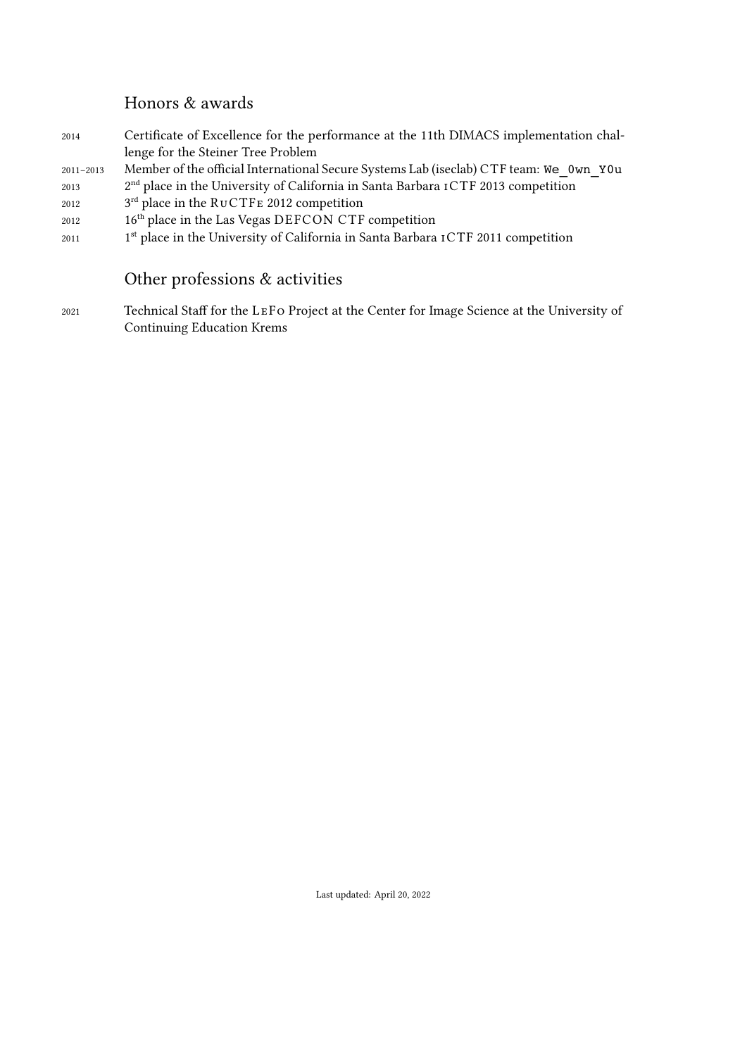## Honors & awards

2014 Certificate of Excellence for the performance at the 11th DIMACS implementation challenge for the Steiner Tree Problem

2011–2013 Member of the official International Secure Systems Lab (iseclab) CTF team: `We_0wn_Y0u`

2013 2nd place in the University of California in Santa Barbara iCTF 2013 competition

2012 3rd place in the RuCTFe 2012 competition

2012 16th place in the Las Vegas DEFCON CTF competition

2011 1st place in the University of California in Santa Barbara iCTF 2011 competition

## Other professions & activities

2021 Technical Staff for the LeFo Project at the Center for Image Science at the University of Continuing Education Krems

Last updated: April 20, 2022